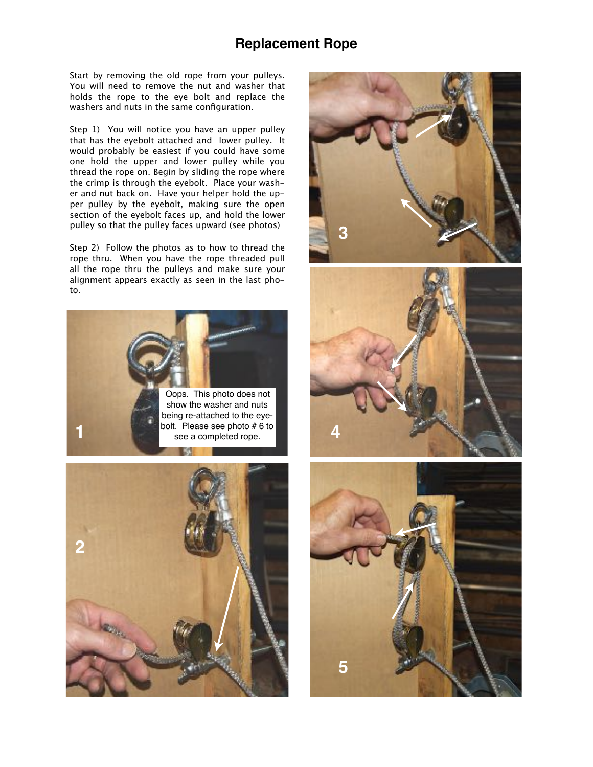# Replacement Rope

Start by removing the old rope from your pulleys. You will need to remove the nut and washer that holds the rope to the eye bolt and replace the washers and nuts in the same configuration.

Step 1) You will notice you have an upper pulley that has the eyebolt attached and lower pulley. It would probably be easiest if you could have some one hold the upper and lower pulley while you thread the rope on. Begin by sliding the rope where the crimp is through the eyebolt. Place your washer and nut back on. Have your helper hold the upper pulley by the eyebolt, making sure the open section of the eyebolt faces up, and hold the lower pulley so that the pulley faces upward (see photos)

Step 2) Follow the photos as to how to thread the rope thru. When you have the rope threaded pull all the rope thru the pulleys and make sure your alignment appears exactly as seen in the last photo.

1

Oops. This photo does not show the washer and nuts being re-attached to the eyebolt. Please see photo # 6 to see a completed rope.

2

3

4

5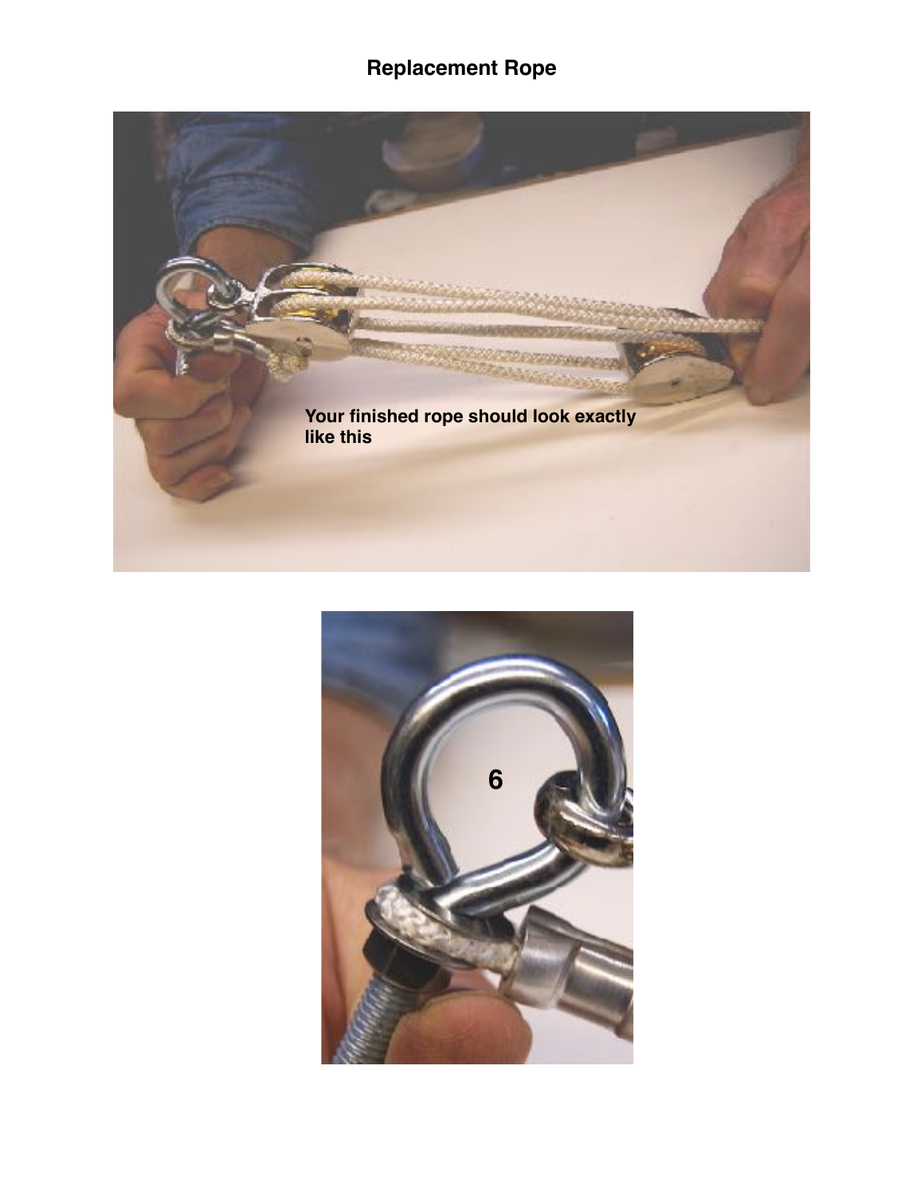# Replacement Rope

Your finished rope should look exactly like this

6